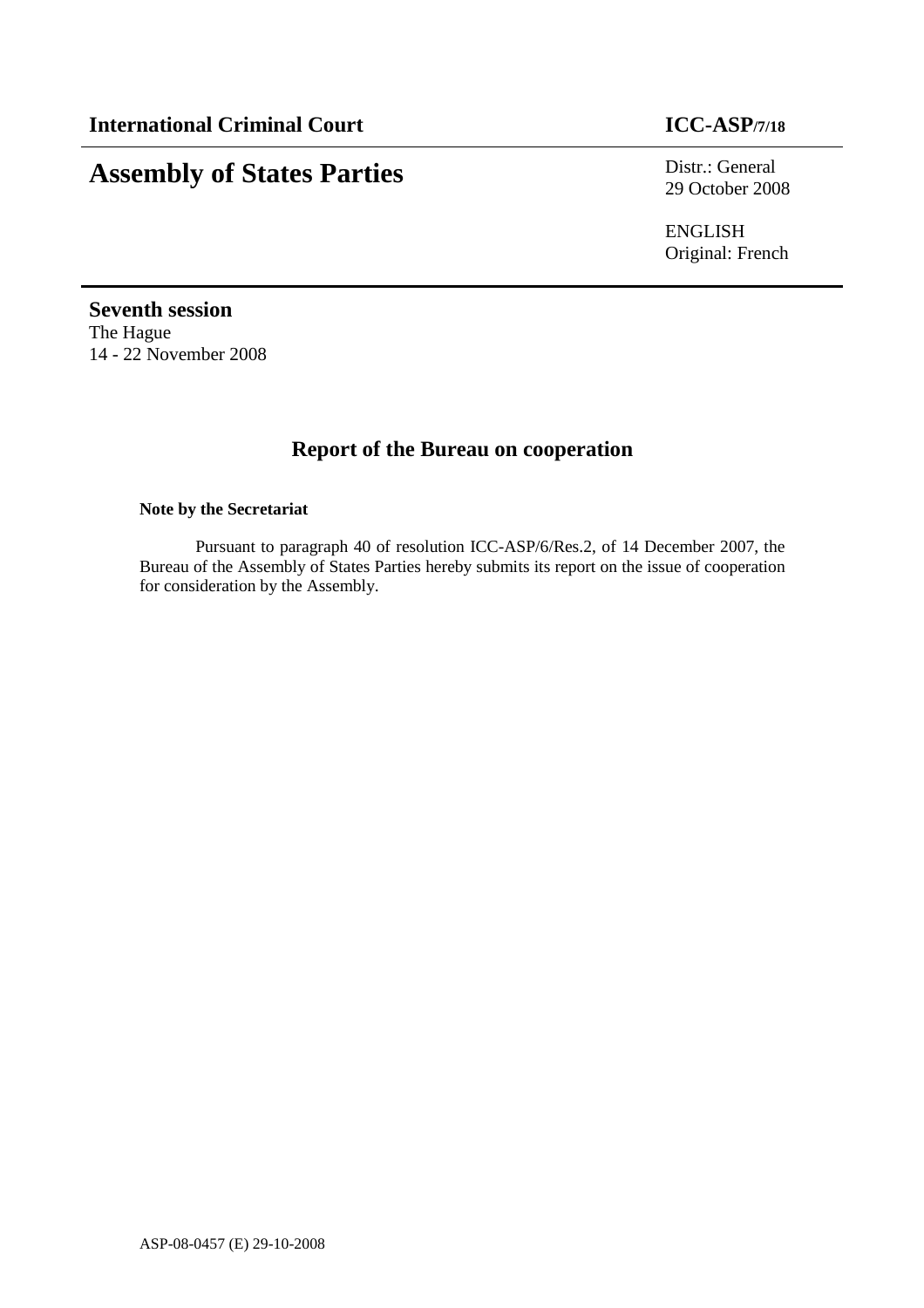**International Criminal Court** **ICC-ASP/7/18**

# Assembly of States Parties

Distr.: General
29 October 2008

ENGLISH
Original: French

**Seventh session**
The Hague
14 - 22 November 2008

## Report of the Bureau on cooperation

**Note by the Secretariat**

Pursuant to paragraph 40 of resolution ICC-ASP/6/Res.2, of 14 December 2007, the Bureau of the Assembly of States Parties hereby submits its report on the issue of cooperation for consideration by the Assembly.

ASP-08-0457 (E) 29-10-2008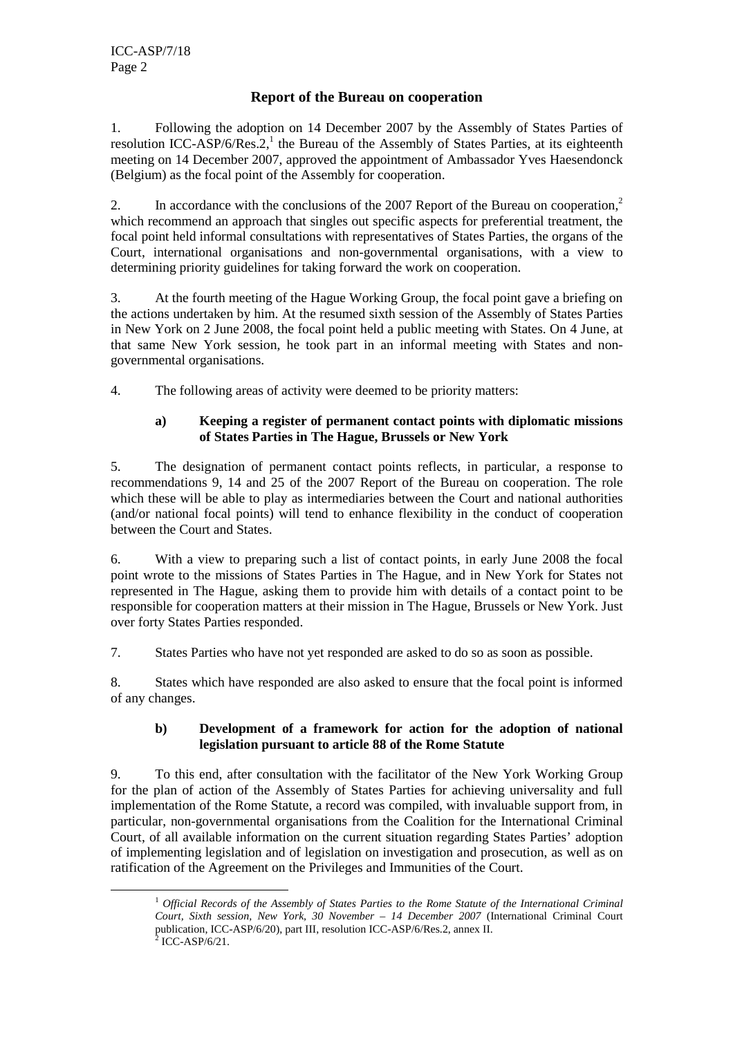## Report of the Bureau on cooperation

1. Following the adoption on 14 December 2007 by the Assembly of States Parties of resolution ICC-ASP/6/Res.2,[1] the Bureau of the Assembly of States Parties, at its eighteenth meeting on 14 December 2007, approved the appointment of Ambassador Yves Haesendonck (Belgium) as the focal point of the Assembly for cooperation.

2. In accordance with the conclusions of the 2007 Report of the Bureau on cooperation,[2] which recommend an approach that singles out specific aspects for preferential treatment, the focal point held informal consultations with representatives of States Parties, the organs of the Court, international organisations and non-governmental organisations, with a view to determining priority guidelines for taking forward the work on cooperation.

3. At the fourth meeting of the Hague Working Group, the focal point gave a briefing on the actions undertaken by him. At the resumed sixth session of the Assembly of States Parties in New York on 2 June 2008, the focal point held a public meeting with States. On 4 June, at that same New York session, he took part in an informal meeting with States and non-governmental organisations.

4. The following areas of activity were deemed to be priority matters:

### a) Keeping a register of permanent contact points with diplomatic missions of States Parties in The Hague, Brussels or New York

5. The designation of permanent contact points reflects, in particular, a response to recommendations 9, 14 and 25 of the 2007 Report of the Bureau on cooperation. The role which these will be able to play as intermediaries between the Court and national authorities (and/or national focal points) will tend to enhance flexibility in the conduct of cooperation between the Court and States.

6. With a view to preparing such a list of contact points, in early June 2008 the focal point wrote to the missions of States Parties in The Hague, and in New York for States not represented in The Hague, asking them to provide him with details of a contact point to be responsible for cooperation matters at their mission in The Hague, Brussels or New York. Just over forty States Parties responded.

7. States Parties who have not yet responded are asked to do so as soon as possible.

8. States which have responded are also asked to ensure that the focal point is informed of any changes.

### b) Development of a framework for action for the adoption of national legislation pursuant to article 88 of the Rome Statute

9. To this end, after consultation with the facilitator of the New York Working Group for the plan of action of the Assembly of States Parties for achieving universality and full implementation of the Rome Statute, a record was compiled, with invaluable support from, in particular, non-governmental organisations from the Coalition for the International Criminal Court, of all available information on the current situation regarding States Parties' adoption of implementing legislation and of legislation on investigation and prosecution, as well as on ratification of the Agreement on the Privileges and Immunities of the Court.

---

[1] *Official Records of the Assembly of States Parties to the Rome Statute of the International Criminal Court, Sixth session, New York, 30 November – 14 December 2007* (International Criminal Court publication, ICC-ASP/6/20), part III, resolution ICC-ASP/6/Res.2, annex II.

[2] ICC-ASP/6/21.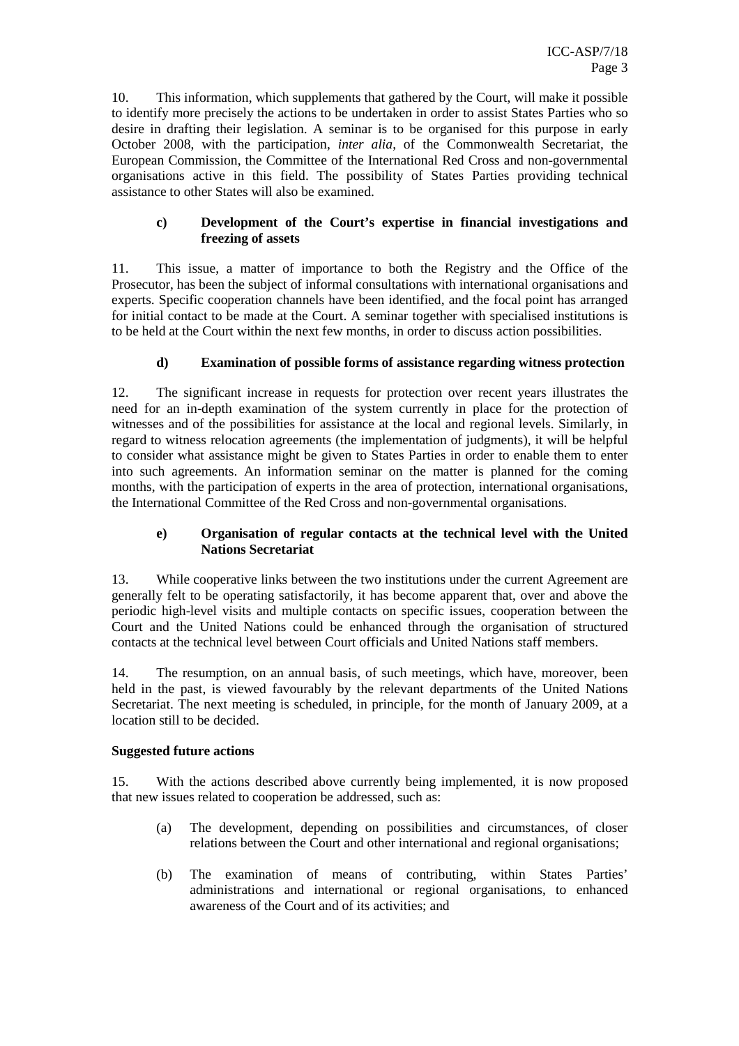10. This information, which supplements that gathered by the Court, will make it possible to identify more precisely the actions to be undertaken in order to assist States Parties who so desire in drafting their legislation. A seminar is to be organised for this purpose in early October 2008, with the participation, *inter alia*, of the Commonwealth Secretariat, the European Commission, the Committee of the International Red Cross and non-governmental organisations active in this field. The possibility of States Parties providing technical assistance to other States will also be examined.

**c) Development of the Court's expertise in financial investigations and freezing of assets**

11. This issue, a matter of importance to both the Registry and the Office of the Prosecutor, has been the subject of informal consultations with international organisations and experts. Specific cooperation channels have been identified, and the focal point has arranged for initial contact to be made at the Court. A seminar together with specialised institutions is to be held at the Court within the next few months, in order to discuss action possibilities.

**d) Examination of possible forms of assistance regarding witness protection**

12. The significant increase in requests for protection over recent years illustrates the need for an in-depth examination of the system currently in place for the protection of witnesses and of the possibilities for assistance at the local and regional levels. Similarly, in regard to witness relocation agreements (the implementation of judgments), it will be helpful to consider what assistance might be given to States Parties in order to enable them to enter into such agreements. An information seminar on the matter is planned for the coming months, with the participation of experts in the area of protection, international organisations, the International Committee of the Red Cross and non-governmental organisations.

**e) Organisation of regular contacts at the technical level with the United Nations Secretariat**

13. While cooperative links between the two institutions under the current Agreement are generally felt to be operating satisfactorily, it has become apparent that, over and above the periodic high-level visits and multiple contacts on specific issues, cooperation between the Court and the United Nations could be enhanced through the organisation of structured contacts at the technical level between Court officials and United Nations staff members.

14. The resumption, on an annual basis, of such meetings, which have, moreover, been held in the past, is viewed favourably by the relevant departments of the United Nations Secretariat. The next meeting is scheduled, in principle, for the month of January 2009, at a location still to be decided.

**Suggested future actions**

15. With the actions described above currently being implemented, it is now proposed that new issues related to cooperation be addressed, such as:

(a) The development, depending on possibilities and circumstances, of closer relations between the Court and other international and regional organisations;

(b) The examination of means of contributing, within States Parties' administrations and international or regional organisations, to enhanced awareness of the Court and of its activities; and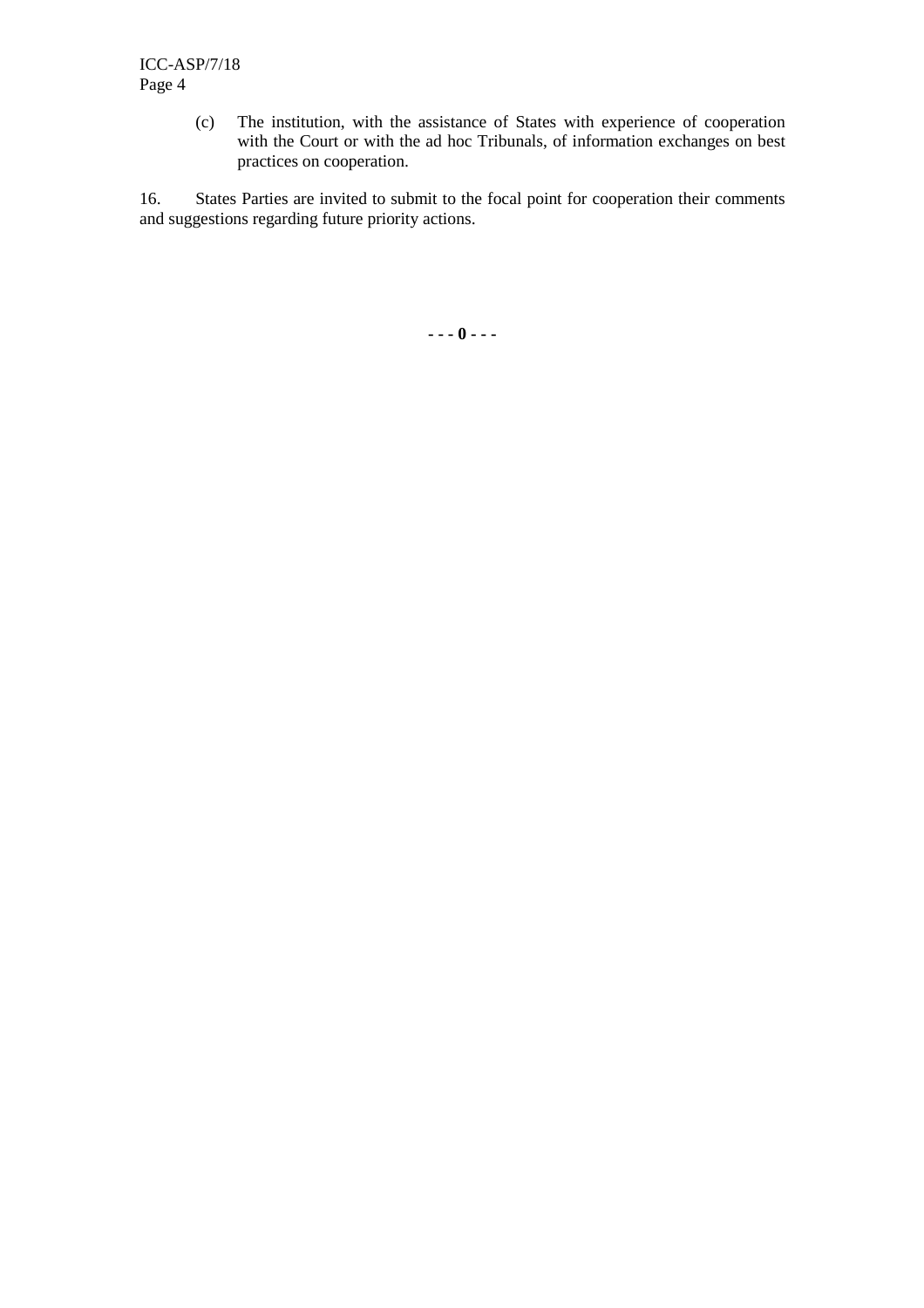(c) The institution, with the assistance of States with experience of cooperation with the Court or with the ad hoc Tribunals, of information exchanges on best practices on cooperation.

16. States Parties are invited to submit to the focal point for cooperation their comments and suggestions regarding future priority actions.

**- - - 0 - - -**